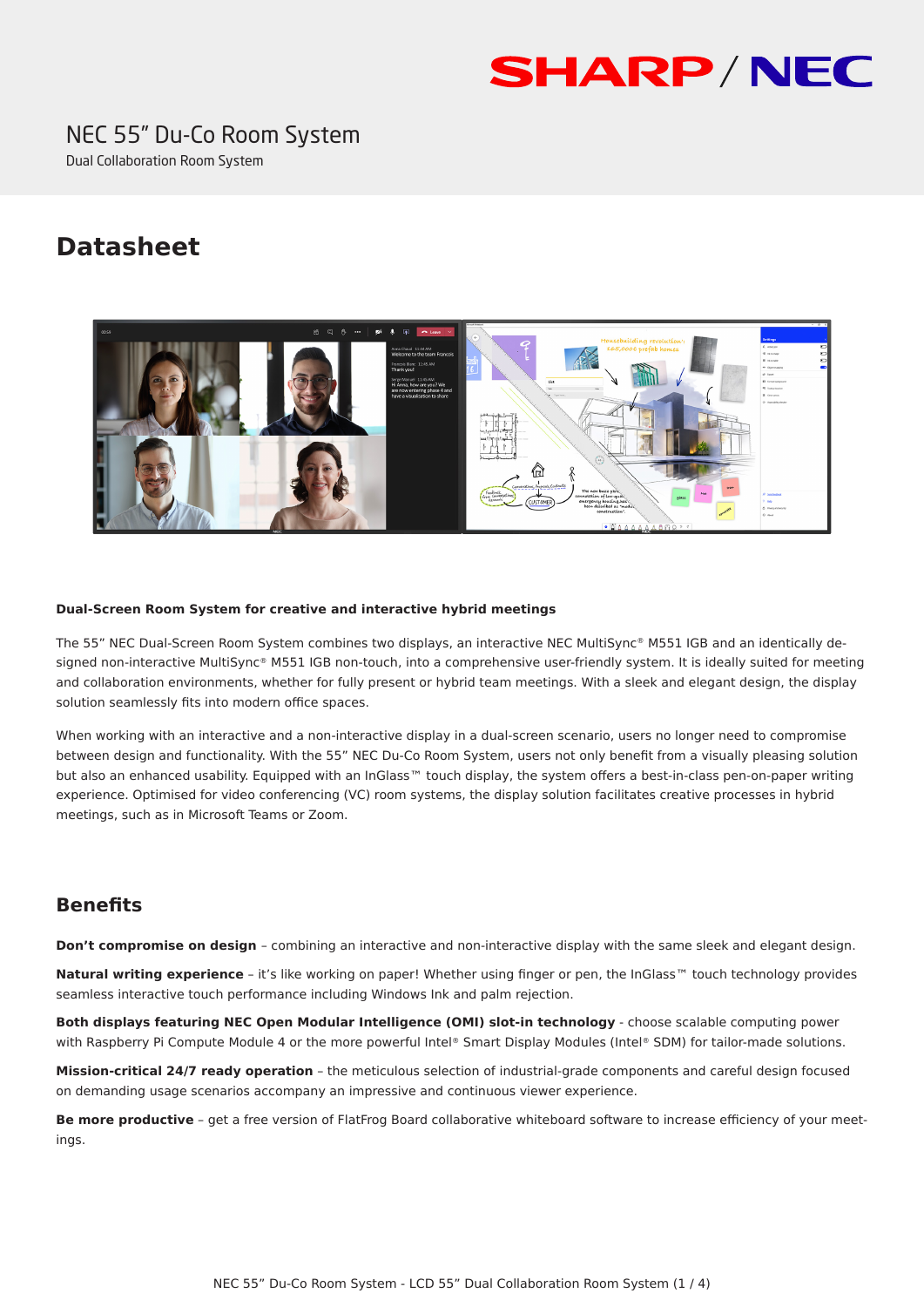SHARP / NEC

# NEC 55" Du-Co Room System

Dual Collaboration Room System

## Datasheet

**Dual-Screen Room System for creative and interactive hybrid meetings**

The 55" NEC Dual-Screen Room System combines two displays, an interactive NEC MultiSync® M551 IGB and an identically designed non-interactive MultiSync® M551 IGB non-touch, into a comprehensive user-friendly system. It is ideally suited for meeting and collaboration environments, whether for fully present or hybrid team meetings. With a sleek and elegant design, the display solution seamlessly fits into modern office spaces.

When working with an interactive and a non-interactive display in a dual-screen scenario, users no longer need to compromise between design and functionality. With the 55" NEC Du-Co Room System, users not only benefit from a visually pleasing solution but also an enhanced usability. Equipped with an InGlass™ touch display, the system offers a best-in-class pen-on-paper writing experience. Optimised for video conferencing (VC) room systems, the display solution facilitates creative processes in hybrid meetings, such as in Microsoft Teams or Zoom.

## Benefits

**Don't compromise on design** – combining an interactive and non-interactive display with the same sleek and elegant design.

**Natural writing experience** – it's like working on paper! Whether using finger or pen, the InGlass™ touch technology provides seamless interactive touch performance including Windows Ink and palm rejection.

**Both displays featuring NEC Open Modular Intelligence (OMI) slot-in technology** - choose scalable computing power with Raspberry Pi Compute Module 4 or the more powerful Intel® Smart Display Modules (Intel® SDM) for tailor-made solutions.

**Mission-critical 24/7 ready operation** – the meticulous selection of industrial-grade components and careful design focused on demanding usage scenarios accompany an impressive and continuous viewer experience.

**Be more productive** – get a free version of FlatFrog Board collaborative whiteboard software to increase efficiency of your meetings.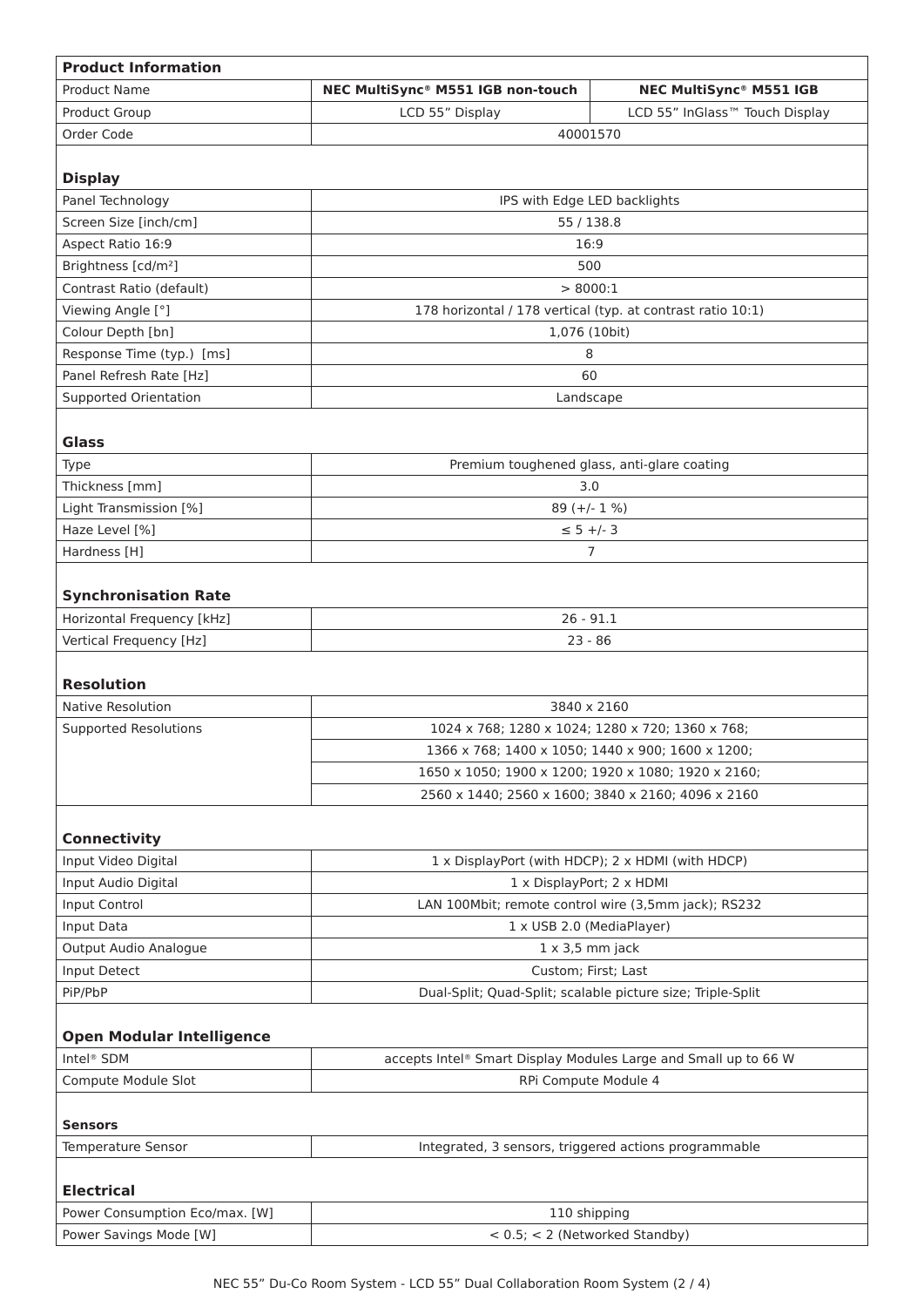| Product Information | | |
|---|---|---|
| Product Name | **NEC MultiSync® M551 IGB non-touch** | **NEC MultiSync® M551 IGB** |
| Product Group | LCD 55” Display | LCD 55” InGlass™ Touch Display |
| Order Code | 40001570 | |

| Display | |
|---|---|
| Panel Technology | IPS with Edge LED backlights |
| Screen Size [inch/cm] | 55 / 138.8 |
| Aspect Ratio 16:9 | 16:9 |
| Brightness [cd/m²] | 500 |
| Contrast Ratio (default) | > 8000:1 |
| Viewing Angle [°] | 178 horizontal / 178 vertical (typ. at contrast ratio 10:1) |
| Colour Depth [bn] | 1,076 (10bit) |
| Response Time (typ.) [ms] | 8 |
| Panel Refresh Rate [Hz] | 60 |
| Supported Orientation | Landscape |

| Glass | |
|---|---|
| Type | Premium toughened glass, anti-glare coating |
| Thickness [mm] | 3.0 |
| Light Transmission [%] | 89 (+/- 1 %) |
| Haze Level [%] | ≤ 5 +/- 3 |
| Hardness [H] | 7 |

| Synchronisation Rate | |
|---|---|
| Horizontal Frequency [kHz] | 26 - 91.1 |
| Vertical Frequency [Hz] | 23 - 86 |

| Resolution | |
|---|---|
| Native Resolution | 3840 x 2160 |
| Supported Resolutions | 1024 x 768; 1280 x 1024; 1280 x 720; 1360 x 768; |
| | 1366 x 768; 1400 x 1050; 1440 x 900; 1600 x 1200; |
| | 1650 x 1050; 1900 x 1200; 1920 x 1080; 1920 x 2160; |
| | 2560 x 1440; 2560 x 1600; 3840 x 2160; 4096 x 2160 |

| Connectivity | |
|---|---|
| Input Video Digital | 1 x DisplayPort (with HDCP); 2 x HDMI (with HDCP) |
| Input Audio Digital | 1 x DisplayPort; 2 x HDMI |
| Input Control | LAN 100Mbit; remote control wire (3,5mm jack); RS232 |
| Input Data | 1 x USB 2.0 (MediaPlayer) |
| Output Audio Analogue | 1 x 3,5 mm jack |
| Input Detect | Custom; First; Last |
| PiP/PbP | Dual-Split; Quad-Split; scalable picture size; Triple-Split |

| Open Modular Intelligence | |
|---|---|
| Intel® SDM | accepts Intel® Smart Display Modules Large and Small up to 66 W |
| Compute Module Slot | RPi Compute Module 4 |

| Sensors | |
|---|---|
| Temperature Sensor | Integrated, 3 sensors, triggered actions programmable |

| Electrical | |
|---|---|
| Power Consumption Eco/max. [W] | 110 shipping |
| Power Savings Mode [W] | < 0.5; < 2 (Networked Standby) |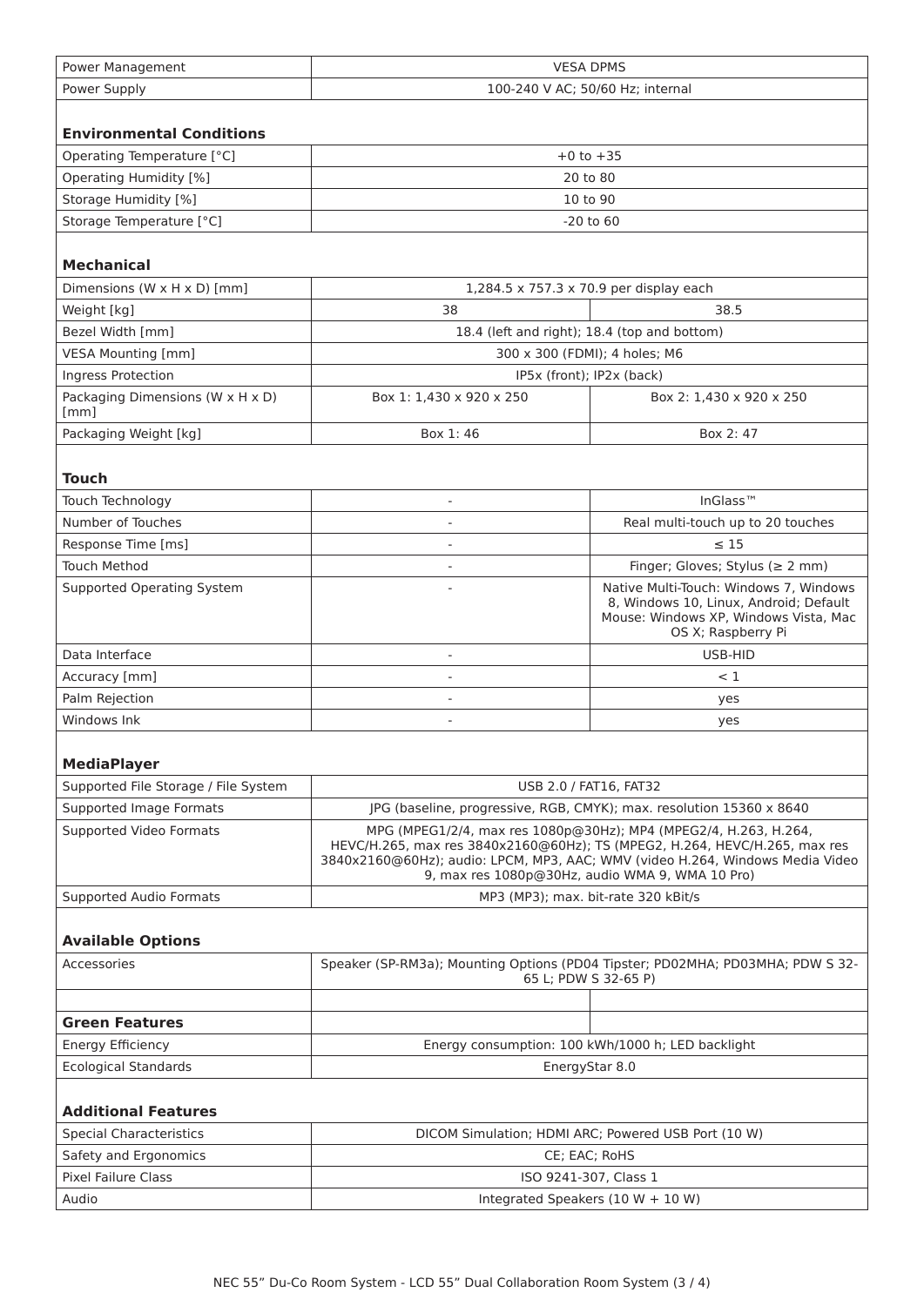| | | |
|---|---|---|
| Power Management | VESA DPMS | |
| Power Supply | 100-240 V AC; 50/60 Hz; internal | |
| **Environmental Conditions** | | |
| Operating Temperature [°C] | +0 to +35 | |
| Operating Humidity [%] | 20 to 80 | |
| Storage Humidity [%] | 10 to 90 | |
| Storage Temperature [°C] | -20 to 60 | |
| **Mechanical** | | |
| Dimensions (W x H x D) [mm] | 1,284.5 x 757.3 x 70.9 per display each | |
| Weight [kg] | 38 | 38.5 |
| Bezel Width [mm] | 18.4 (left and right); 18.4 (top and bottom) | |
| VESA Mounting [mm] | 300 x 300 (FDMI); 4 holes; M6 | |
| Ingress Protection | IP5x (front); IP2x (back) | |
| Packaging Dimensions (W x H x D) [mm] | Box 1: 1,430 x 920 x 250 | Box 2: 1,430 x 920 x 250 |
| Packaging Weight [kg] | Box 1: 46 | Box 2: 47 |
| **Touch** | | |
| Touch Technology | - | InGlass™ |
| Number of Touches | - | Real multi-touch up to 20 touches |
| Response Time [ms] | - | ≤ 15 |
| Touch Method | - | Finger; Gloves; Stylus (≥ 2 mm) |
| Supported Operating System | - | Native Multi-Touch: Windows 7, Windows 8, Windows 10, Linux, Android; Default Mouse: Windows XP, Windows Vista, Mac OS X; Raspberry Pi |
| Data Interface | - | USB-HID |
| Accuracy [mm] | - | < 1 |
| Palm Rejection | - | yes |
| Windows Ink | - | yes |
| **MediaPlayer** | | |
| Supported File Storage / File System | USB 2.0 / FAT16, FAT32 | |
| Supported Image Formats | JPG (baseline, progressive, RGB, CMYK); max. resolution 15360 x 8640 | |
| Supported Video Formats | MPG (MPEG1/2/4, max res 1080p@30Hz); MP4 (MPEG2/4, H.263, H.264, HEVC/H.265, max res 3840x2160@60Hz); TS (MPEG2, H.264, HEVC/H.265, max res 3840x2160@60Hz); audio: LPCM, MP3, AAC; WMV (video H.264, Windows Media Video 9, max res 1080p@30Hz, audio WMA 9, WMA 10 Pro) | |
| Supported Audio Formats | MP3 (MP3); max. bit-rate 320 kBit/s | |
| **Available Options** | | |
| Accessories | Speaker (SP-RM3a); Mounting Options (PD04 Tipster; PD02MHA; PD03MHA; PDW S 32-65 L; PDW S 32-65 P) | |
| | | |
| **Green Features** | | |
| Energy Efficiency | Energy consumption: 100 kWh/1000 h; LED backlight | |
| Ecological Standards | EnergyStar 8.0 | |
| **Additional Features** | | |
| Special Characteristics | DICOM Simulation; HDMI ARC; Powered USB Port (10 W) | |
| Safety and Ergonomics | CE; EAC; RoHS | |
| Pixel Failure Class | ISO 9241-307, Class 1 | |
| Audio | Integrated Speakers (10 W + 10 W) | |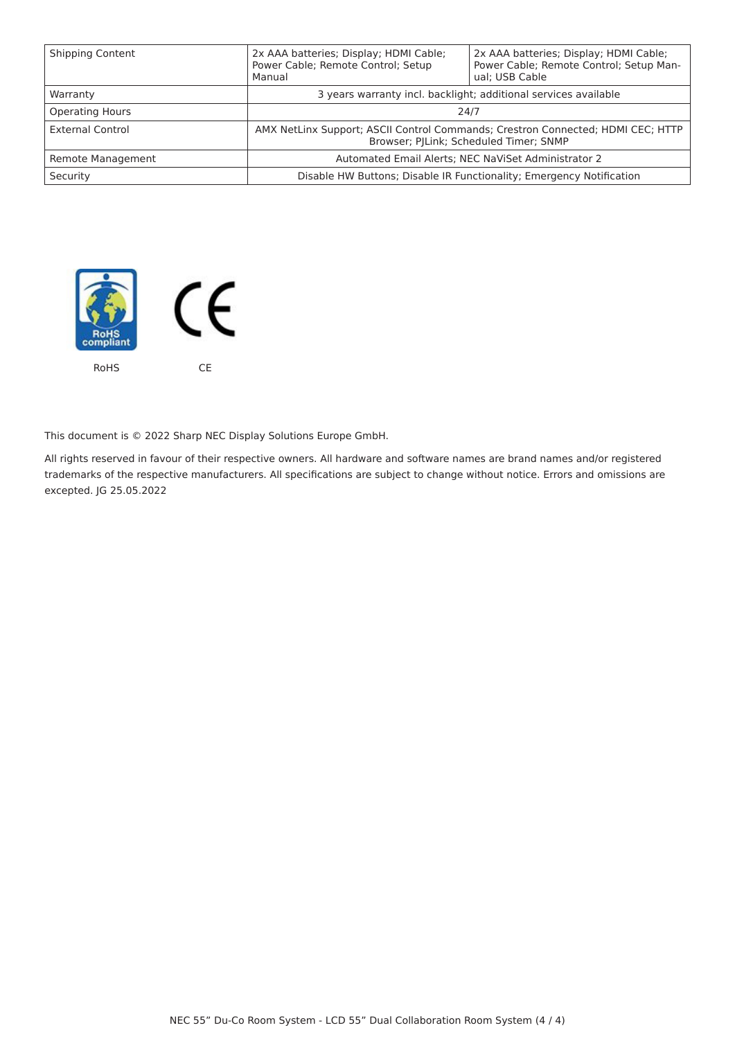| | | |
|---|---|---|
| Shipping Content | 2x AAA batteries; Display; HDMI Cable; Power Cable; Remote Control; Setup Manual | 2x AAA batteries; Display; HDMI Cable; Power Cable; Remote Control; Setup Manual; USB Cable |
| Warranty | 3 years warranty incl. backlight; additional services available | |
| Operating Hours | 24/7 | |
| External Control | AMX NetLinx Support; ASCII Control Commands; Crestron Connected; HDMI CEC; HTTP Browser; PJLink; Scheduled Timer; SNMP | |
| Remote Management | Automated Email Alerts; NEC NaViSet Administrator 2 | |
| Security | Disable HW Buttons; Disable IR Functionality; Emergency Notification | |

RoHS

CE

This document is © 2022 Sharp NEC Display Solutions Europe GmbH.

All rights reserved in favour of their respective owners. All hardware and software names are brand names and/or registered trademarks of the respective manufacturers. All specifications are subject to change without notice. Errors and omissions are excepted. JG 25.05.2022